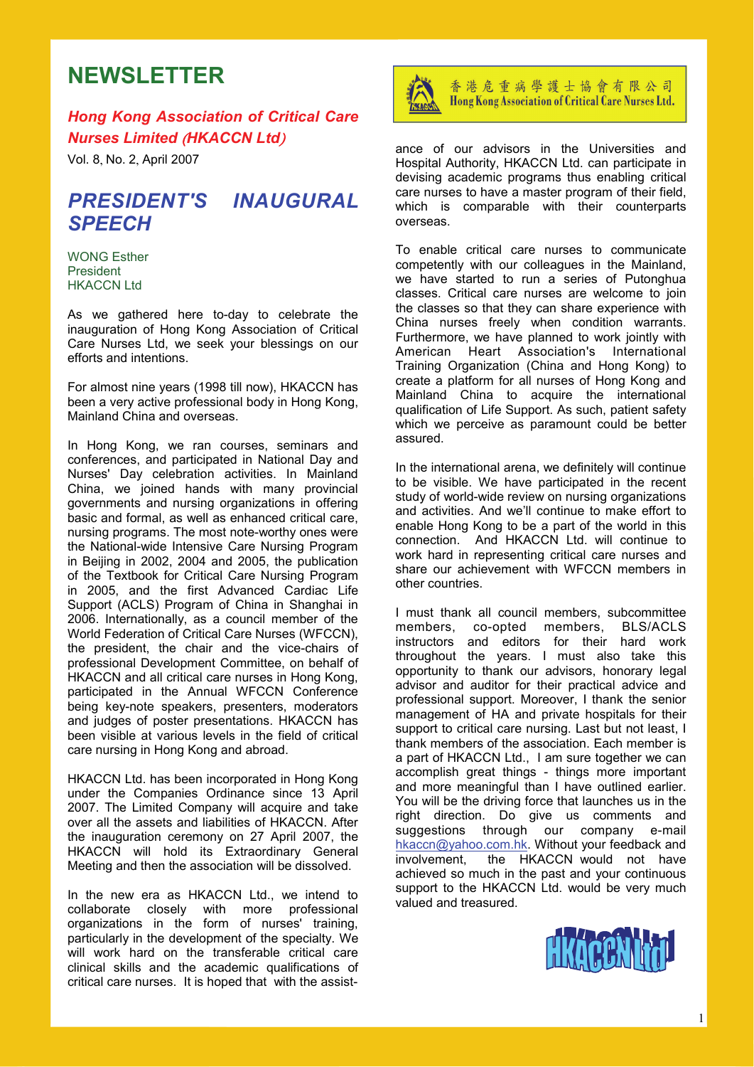# NEWSLETTER

***Hong Kong Association of Critical Care Nurses Limited (HKACCN Ltd)***

Vol. 8, No. 2, April 2007

香港危重病學護士協會有限公司
Hong Kong Association of Critical Care Nurses Ltd.

## *PRESIDENT'S INAUGURAL SPEECH*

WONG Esther
President
HKACCN Ltd

As we gathered here to-day to celebrate the inauguration of Hong Kong Association of Critical Care Nurses Ltd, we seek your blessings on our efforts and intentions.

For almost nine years (1998 till now), HKACCN has been a very active professional body in Hong Kong, Mainland China and overseas.

In Hong Kong, we ran courses, seminars and conferences, and participated in National Day and Nurses' Day celebration activities. In Mainland China, we joined hands with many provincial governments and nursing organizations in offering basic and formal, as well as enhanced critical care, nursing programs. The most note-worthy ones were the National-wide Intensive Care Nursing Program in Beijing in 2002, 2004 and 2005, the publication of the Textbook for Critical Care Nursing Program in 2005, and the first Advanced Cardiac Life Support (ACLS) Program of China in Shanghai in 2006. Internationally, as a council member of the World Federation of Critical Care Nurses (WFCCN), the president, the chair and the vice-chairs of professional Development Committee, on behalf of HKACCN and all critical care nurses in Hong Kong, participated in the Annual WFCCN Conference being key-note speakers, presenters, moderators and judges of poster presentations. HKACCN has been visible at various levels in the field of critical care nursing in Hong Kong and abroad.

HKACCN Ltd. has been incorporated in Hong Kong under the Companies Ordinance since 13 April 2007. The Limited Company will acquire and take over all the assets and liabilities of HKACCN. After the inauguration ceremony on 27 April 2007, the HKACCN will hold its Extraordinary General Meeting and then the association will be dissolved.

In the new era as HKACCN Ltd., we intend to collaborate closely with more professional organizations in the form of nurses' training, particularly in the development of the specialty. We will work hard on the transferable critical care clinical skills and the academic qualifications of critical care nurses. It is hoped that with the assistance of our advisors in the Universities and Hospital Authority, HKACCN Ltd. can participate in devising academic programs thus enabling critical care nurses to have a master program of their field, which is comparable with their counterparts overseas.

To enable critical care nurses to communicate competently with our colleagues in the Mainland, we have started to run a series of Putonghua classes. Critical care nurses are welcome to join the classes so that they can share experience with China nurses freely when condition warrants. Furthermore, we have planned to work jointly with American Heart Association's International Training Organization (China and Hong Kong) to create a platform for all nurses of Hong Kong and Mainland China to acquire the international qualification of Life Support. As such, patient safety which we perceive as paramount could be better assured.

In the international arena, we definitely will continue to be visible. We have participated in the recent study of world-wide review on nursing organizations and activities. And we'll continue to make effort to enable Hong Kong to be a part of the world in this connection. And HKACCN Ltd. will continue to work hard in representing critical care nurses and share our achievement with WFCCN members in other countries.

I must thank all council members, subcommittee members, co-opted members, BLS/ACLS instructors and editors for their hard work throughout the years. I must also take this opportunity to thank our advisors, honorary legal advisor and auditor for their practical advice and professional support. Moreover, I thank the senior management of HA and private hospitals for their support to critical care nursing. Last but not least, I thank members of the association. Each member is a part of HKACCN Ltd., I am sure together we can accomplish great things - things more important and more meaningful than I have outlined earlier. You will be the driving force that launches us in the right direction. Do give us comments and suggestions through our company e-mail hkaccn@yahoo.com.hk. Without your feedback and involvement, the HKACCN would not have achieved so much in the past and your continuous support to the HKACCN Ltd. would be very much valued and treasured.

HKACCN Ltd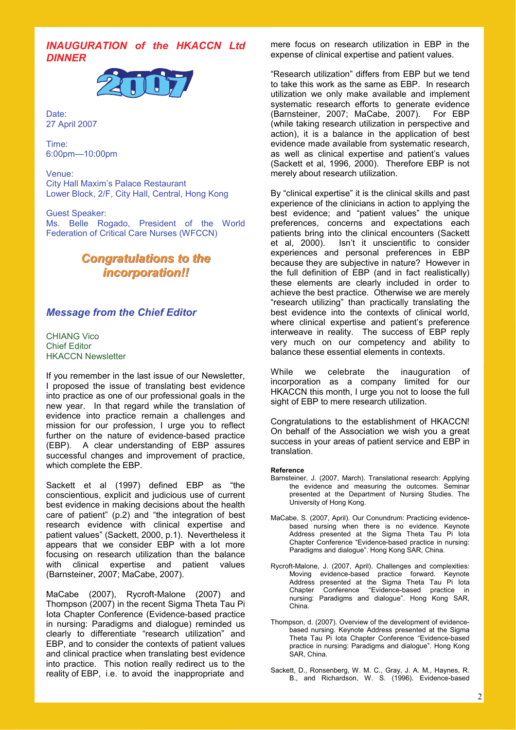## *INAUGURATION of the HKACCN Ltd DINNER*

2007

Date:
27 April 2007

Time:
6:00pm—10:00pm

Venue:
City Hall Maxim's Palace Restaurant
Lower Block, 2/F, City Hall, Central, Hong Kong

Guest Speaker:
Ms. Belle Rogado, President of the World Federation of Critical Care Nurses (WFCCN)

***Congratulations to the incorporation!!***

## *Message from the Chief Editor*

CHIANG Vico
Chief Editor
HKACCN Newsletter

If you remember in the last issue of our Newsletter, I proposed the issue of translating best evidence into practice as one of our professional goals in the new year. In that regard while the translation of evidence into practice remain a challenges and mission for our profession, I urge you to reflect further on the nature of evidence-based practice (EBP). A clear understanding of EBP assures successful changes and improvement of practice, which complete the EBP.

Sackett et al (1997) defined EBP as "the conscientious, explicit and judicious use of current best evidence in making decisions about the health care of patient" (p.2) and "the integration of best research evidence with clinical expertise and patient values" (Sackett, 2000, p.1). Nevertheless it appears that we consider EBP with a lot more focusing on research utilization than the balance with clinical expertise and patient values (Barnsteiner, 2007; MaCabe, 2007).

MaCabe (2007), Rycroft-Malone (2007) and Thompson (2007) in the recent Sigma Theta Tau Pi Iota Chapter Conference (Evidence-based practice in nursing: Paradigms and dialogue) reminded us clearly to differentiate "research utilization" and EBP, and to consider the contexts of patient values and clinical practice when translating best evidence into practice. This notion really redirect us to the reality of EBP, i.e. to avoid the inappropriate and mere focus on research utilization in EBP in the expense of clinical expertise and patient values.

"Research utilization" differs from EBP but we tend to take this work as the same as EBP. In research utilization we only make available and implement systematic research efforts to generate evidence (Barnsteiner, 2007; MaCabe, 2007). For EBP (while taking research utilization in perspective and action), it is a balance in the application of best evidence made available from systematic research, as well as clinical expertise and patient's values (Sackett et al, 1996, 2000). Therefore EBP is not merely about research utilization.

By "clinical expertise" it is the clinical skills and past experience of the clinicians in action to applying the best evidence; and "patient values" the unique preferences, concerns and expectations each patients bring into the clinical encounters (Sackett et al, 2000). Isn't it unscientific to consider experiences and personal preferences in EBP because they are subjective in nature? However in the full definition of EBP (and in fact realistically) these elements are clearly included in order to achieve the best practice. Otherwise we are merely "research utilizing" than practically translating the best evidence into the contexts of clinical world, where clinical expertise and patient's preference interweave in reality. The success of EBP reply very much on our competency and ability to balance these essential elements in contexts.

While we celebrate the inauguration of incorporation as a company limited for our HKACCN this month, I urge you not to loose the full sight of EBP to mere research utilization.

Congratulations to the establishment of HKACCN! On behalf of the Association we wish you a great success in your areas of patient service and EBP in translation.

**Reference**

Barnsteiner, J. (2007, March). Translational research: Applying the evidence and measuring the outcomes. Seminar presented at the Department of Nursing Studies. The University of Hong Kong.

MaCabe, S. (2007, April). Our Conundrum: Practicing evidence-based nursing when there is no evidence. Keynote Address presented at the Sigma Theta Tau Pi Iota Chapter Conference "Evidence-based practice in nursing: Paradigms and dialogue". Hong Kong SAR, China.

Rycroft-Malone, J. (2007, April). Challenges and complexities: Moving evidence-based practice forward. Keynote Address presented at the Sigma Theta Tau Pi Iota Chapter Conference "Evidence-based practice in nursing: Paradigms and dialogue". Hong Kong SAR, China.

Thompson, d. (2007). Overview of the development of evidence-based nursing. Keynote Address presented at the Sigma Theta Tau Pi Iota Chapter Conference "Evidence-based practice in nursing: Paradigms and dialogue". Hong Kong SAR, China.

Sackett, D., Ronsenberg, W. M. C., Gray, J. A. M., Haynes, R. B., and Richardson, W. S. (1996). Evidence-based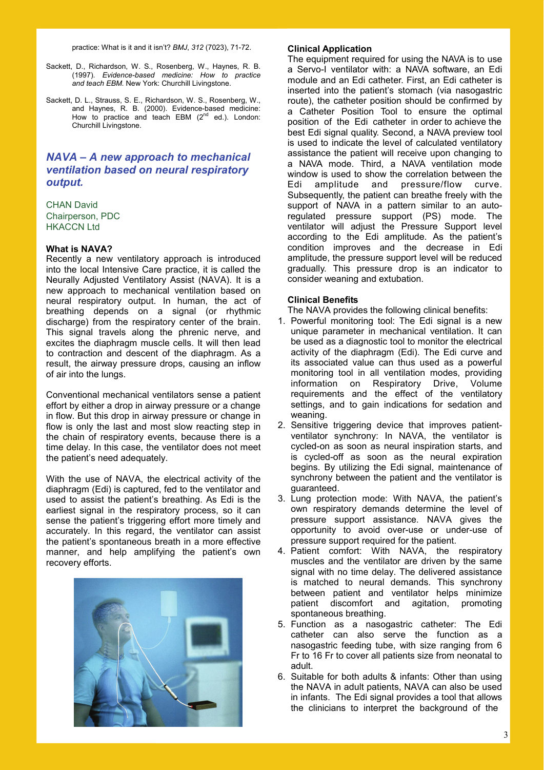practice: What is it and it isn't? *BMJ*, *312* (7023), 71-72.

Sackett, D., Richardson, W. S., Rosenberg, W., Haynes, R. B. (1997). *Evidence-based medicine: How to practice and teach EBM.* New York: Churchill Livingstone.

Sackett, D. L., Strauss, S. E., Richardson, W. S., Rosenberg, W., and Haynes, R. B. (2000). Evidence-based medicine: How to practice and teach EBM (2nd ed.). London: Churchill Livingstone.

## *NAVA – A new approach to mechanical ventilation based on neural respiratory output.*

CHAN David
Chairperson, PDC
HKACCN Ltd

### What is NAVA?

Recently a new ventilatory approach is introduced into the local Intensive Care practice, it is called the Neurally Adjusted Ventilatory Assist (NAVA). It is a new approach to mechanical ventilation based on neural respiratory output. In human, the act of breathing depends on a signal (or rhythmic discharge) from the respiratory center of the brain. This signal travels along the phrenic nerve, and excites the diaphragm muscle cells. It will then lead to contraction and descent of the diaphragm. As a result, the airway pressure drops, causing an inflow of air into the lungs.

Conventional mechanical ventilators sense a patient effort by either a drop in airway pressure or a change in flow. But this drop in airway pressure or change in flow is only the last and most slow reacting step in the chain of respiratory events, because there is a time delay. In this case, the ventilator does not meet the patient's need adequately.

With the use of NAVA, the electrical activity of the diaphragm (Edi) is captured, fed to the ventilator and used to assist the patient's breathing. As Edi is the earliest signal in the respiratory process, so it can sense the patient's triggering effort more timely and accurately. In this regard, the ventilator can assist the patient's spontaneous breath in a more effective manner, and help amplifying the patient's own recovery efforts.

### Clinical Application

The equipment required for using the NAVA is to use a Servo-I ventilator with: a NAVA software, an Edi module and an Edi catheter. First, an Edi catheter is inserted into the patient's stomach (via nasogastric route), the catheter position should be confirmed by a Catheter Position Tool to ensure the optimal position of the Edi catheter in order to achieve the best Edi signal quality. Second, a NAVA preview tool is used to indicate the level of calculated ventilatory assistance the patient will receive upon changing to a NAVA mode. Third, a NAVA ventilation mode window is used to show the correlation between the Edi amplitude and pressure/flow curve. Subsequently, the patient can breathe freely with the support of NAVA in a pattern similar to an auto-regulated pressure support (PS) mode. The ventilator will adjust the Pressure Support level according to the Edi amplitude. As the patient's condition improves and the decrease in Edi amplitude, the pressure support level will be reduced gradually. This pressure drop is an indicator to consider weaning and extubation.

### Clinical Benefits

The NAVA provides the following clinical benefits:

1. Powerful monitoring tool: The Edi signal is a new unique parameter in mechanical ventilation. It can be used as a diagnostic tool to monitor the electrical activity of the diaphragm (Edi). The Edi curve and its associated value can thus used as a powerful monitoring tool in all ventilation modes, providing information on Respiratory Drive, Volume requirements and the effect of the ventilatory settings, and to gain indications for sedation and weaning.
2. Sensitive triggering device that improves patient-ventilator synchrony: In NAVA, the ventilator is cycled-on as soon as neural inspiration starts, and is cycled-off as soon as the neural expiration begins. By utilizing the Edi signal, maintenance of synchrony between the patient and the ventilator is guaranteed.
3. Lung protection mode: With NAVA, the patient's own respiratory demands determine the level of pressure support assistance. NAVA gives the opportunity to avoid over-use or under-use of pressure support required for the patient.
4. Patient comfort: With NAVA, the respiratory muscles and the ventilator are driven by the same signal with no time delay. The delivered assistance is matched to neural demands. This synchrony between patient and ventilator helps minimize patient discomfort and agitation, promoting spontaneous breathing.
5. Function as a nasogastric catheter: The Edi catheter can also serve the function as a nasogastric feeding tube, with size ranging from 6 Fr to 16 Fr to cover all patients size from neonatal to adult.
6. Suitable for both adults & infants: Other than using the NAVA in adult patients, NAVA can also be used in infants. The Edi signal provides a tool that allows the clinicians to interpret the background of the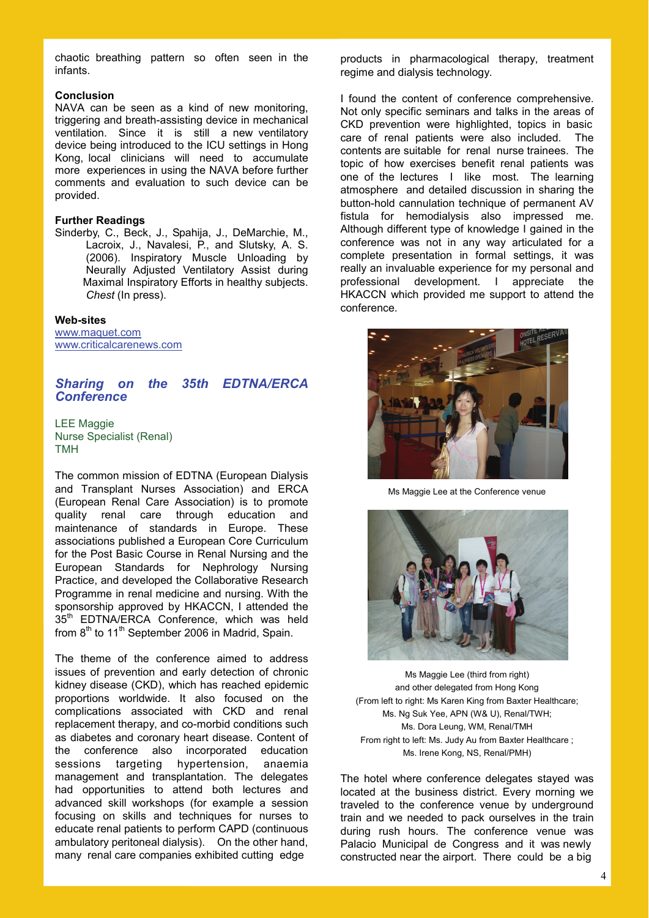chaotic breathing pattern so often seen in the infants.

**Conclusion**

NAVA can be seen as a kind of new monitoring, triggering and breath-assisting device in mechanical ventilation. Since it is still a new ventilatory device being introduced to the ICU settings in Hong Kong, local clinicians will need to accumulate more experiences in using the NAVA before further comments and evaluation to such device can be provided.

**Further Readings**

Sinderby, C., Beck, J., Spahija, J., DeMarchie, M., Lacroix, J., Navalesi, P., and Slutsky, A. S. (2006). Inspiratory Muscle Unloading by Neurally Adjusted Ventilatory Assist during Maximal Inspiratory Efforts in healthy subjects. *Chest* (In press).

**Web-sites**

www.maquet.com
www.criticalcarenews.com

## *Sharing on the 35th EDTNA/ERCA Conference*

LEE Maggie
Nurse Specialist (Renal)
TMH

The common mission of EDTNA (European Dialysis and Transplant Nurses Association) and ERCA (European Renal Care Association) is to promote quality renal care through education and maintenance of standards in Europe. These associations published a European Core Curriculum for the Post Basic Course in Renal Nursing and the European Standards for Nephrology Nursing Practice, and developed the Collaborative Research Programme in renal medicine and nursing. With the sponsorship approved by HKACCN, I attended the 35th EDTNA/ERCA Conference, which was held from 8th to 11th September 2006 in Madrid, Spain.

The theme of the conference aimed to address issues of prevention and early detection of chronic kidney disease (CKD), which has reached epidemic proportions worldwide. It also focused on the complications associated with CKD and renal replacement therapy, and co-morbid conditions such as diabetes and coronary heart disease. Content of the conference also incorporated education sessions targeting hypertension, anaemia management and transplantation. The delegates had opportunities to attend both lectures and advanced skill workshops (for example a session focusing on skills and techniques for nurses to educate renal patients to perform CAPD (continuous ambulatory peritoneal dialysis). On the other hand, many renal care companies exhibited cutting edge products in pharmacological therapy, treatment regime and dialysis technology.

I found the content of conference comprehensive. Not only specific seminars and talks in the areas of CKD prevention were highlighted, topics in basic care of renal patients were also included. The contents are suitable for renal nurse trainees. The topic of how exercises benefit renal patients was one of the lectures I like most. The learning atmosphere and detailed discussion in sharing the button-hold cannulation technique of permanent AV fistula for hemodialysis also impressed me. Although different type of knowledge I gained in the conference was not in any way articulated for a complete presentation in formal settings, it was really an invaluable experience for my personal and professional development. I appreciate the HKACCN which provided me support to attend the conference.

Ms Maggie Lee at the Conference venue

Ms Maggie Lee (third from right)
and other delegated from Hong Kong
(From left to right: Ms Karen King from Baxter Healthcare;
Ms. Ng Suk Yee, APN (W& U), Renal/TWH;
Ms. Dora Leung, WM, Renal/TMH
From right to left: Ms. Judy Au from Baxter Healthcare ;
Ms. Irene Kong, NS, Renal/PMH)

The hotel where conference delegates stayed was located at the business district. Every morning we traveled to the conference venue by underground train and we needed to pack ourselves in the train during rush hours. The conference venue was Palacio Municipal de Congress and it was newly constructed near the airport. There could be a big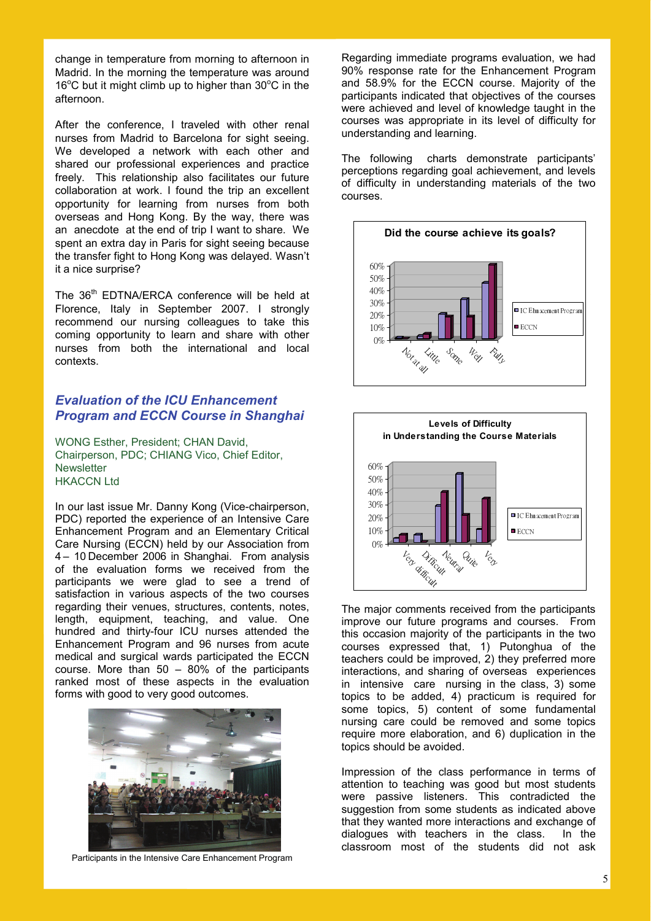change in temperature from morning to afternoon in Madrid. In the morning the temperature was around 16°C but it might climb up to higher than 30°C in the afternoon.

After the conference, I traveled with other renal nurses from Madrid to Barcelona for sight seeing. We developed a network with each other and shared our professional experiences and practice freely. This relationship also facilitates our future collaboration at work. I found the trip an excellent opportunity for learning from nurses from both overseas and Hong Kong. By the way, there was an anecdote at the end of trip I want to share. We spent an extra day in Paris for sight seeing because the transfer fight to Hong Kong was delayed. Wasn't it a nice surprise?

The 36th EDTNA/ERCA conference will be held at Florence, Italy in September 2007. I strongly recommend our nursing colleagues to take this coming opportunity to learn and share with other nurses from both the international and local contexts.

## *Evaluation of the ICU Enhancement Program and ECCN Course in Shanghai*

WONG Esther, President; CHAN David, Chairperson, PDC; CHIANG Vico, Chief Editor, Newsletter
HKACCN Ltd

In our last issue Mr. Danny Kong (Vice-chairperson, PDC) reported the experience of an Intensive Care Enhancement Program and an Elementary Critical Care Nursing (ECCN) held by our Association from 4 – 10 December 2006 in Shanghai. From analysis of the evaluation forms we received from the participants we were glad to see a trend of satisfaction in various aspects of the two courses regarding their venues, structures, contents, notes, length, equipment, teaching, and value. One hundred and thirty-four ICU nurses attended the Enhancement Program and 96 nurses from acute medical and surgical wards participated the ECCN course. More than 50 – 80% of the participants ranked most of these aspects in the evaluation forms with good to very good outcomes.

Participants in the Intensive Care Enhancement Program

Regarding immediate programs evaluation, we had 90% response rate for the Enhancement Program and 58.9% for the ECCN course. Majority of the participants indicated that objectives of the courses were achieved and level of knowledge taught in the courses was appropriate in its level of difficulty for understanding and learning.

The following charts demonstrate participants' perceptions regarding goal achievement, and levels of difficulty in understanding materials of the two courses.

**Did the course achieve its goals?**

(Chart: Not at all, Little, Some, Well, Fully; legend: IC Enhancement Program, ECCN; axis 0%–60%)

**Levels of Difficulty in Understanding the Course Materials**

(Chart: Very difficult, Difficult, Neutral, Quite, Very; legend: IC Enhancement Program, ECCN; axis 0%–60%)

The major comments received from the participants improve our future programs and courses. From this occasion majority of the participants in the two courses expressed that, 1) Putonghua of the teachers could be improved, 2) they preferred more interactions, and sharing of overseas experiences in intensive care nursing in the class, 3) some topics to be added, 4) practicum is required for some topics, 5) content of some fundamental nursing care could be removed and some topics require more elaboration, and 6) duplication in the topics should be avoided.

Impression of the class performance in terms of attention to teaching was good but most students were passive listeners. This contradicted the suggestion from some students as indicated above that they wanted more interactions and exchange of dialogues with teachers in the class. In the classroom most of the students did not ask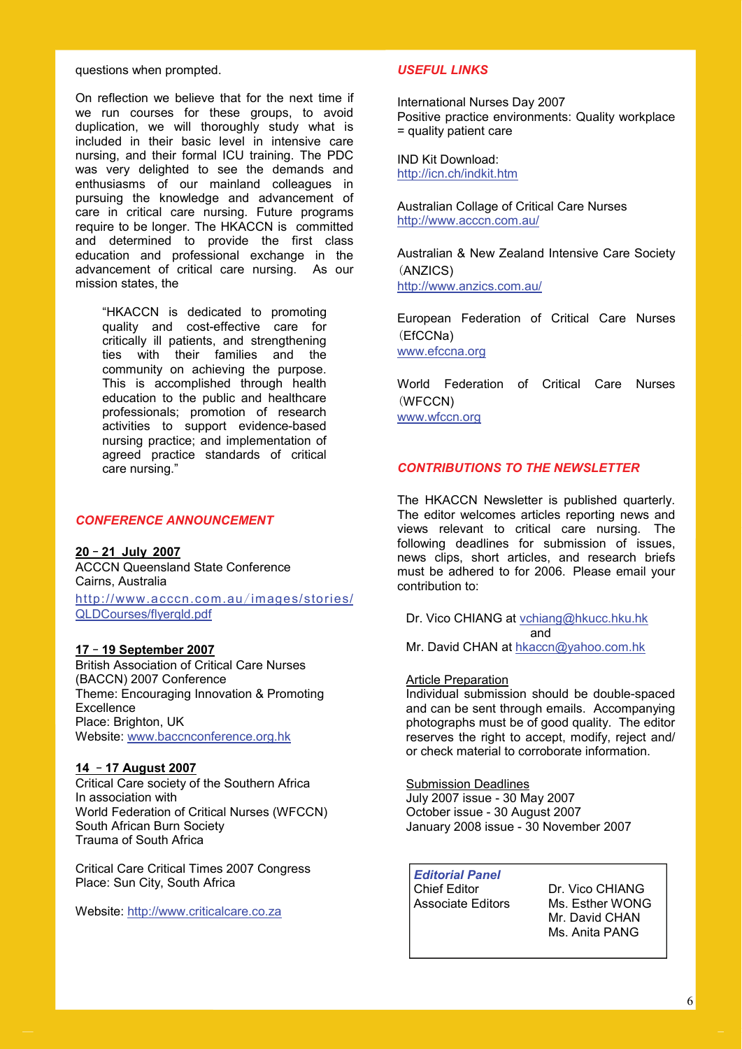questions when prompted.

On reflection we believe that for the next time if we run courses for these groups, to avoid duplication, we will thoroughly study what is included in their basic level in intensive care nursing, and their formal ICU training. The PDC was very delighted to see the demands and enthusiasms of our mainland colleagues in pursuing the knowledge and advancement of care in critical care nursing. Future programs require to be longer. The HKACCN is committed and determined to provide the first class education and professional exchange in the advancement of critical care nursing. As our mission states, the

> "HKACCN is dedicated to promoting quality and cost-effective care for critically ill patients, and strengthening ties with their families and the community on achieving the purpose. This is accomplished through health education to the public and healthcare professionals; promotion of research activities to support evidence-based nursing practice; and implementation of agreed practice standards of critical care nursing."

## *CONFERENCE ANNOUNCEMENT*

**20 – 21 July 2007**
ACCCN Queensland State Conference
Cairns, Australia
http://www.acccn.com.au/images/stories/QLDCourses/flyerqld.pdf

**17 – 19 September 2007**
British Association of Critical Care Nurses (BACCN) 2007 Conference
Theme: Encouraging Innovation & Promoting Excellence
Place: Brighton, UK
Website: www.baccnconference.org.hk

**14 – 17 August 2007**
Critical Care society of the Southern Africa
In association with
World Federation of Critical Nurses (WFCCN)
South African Burn Society
Trauma of South Africa

Critical Care Critical Times 2007 Congress
Place: Sun City, South Africa

Website: http://www.criticalcare.co.za

## *USEFUL LINKS*

International Nurses Day 2007
Positive practice environments: Quality workplace = quality patient care

IND Kit Download:
http://icn.ch/indkit.htm

Australian Collage of Critical Care Nurses
http://www.acccn.com.au/

Australian & New Zealand Intensive Care Society (ANZICS)
http://www.anzics.com.au/

European Federation of Critical Care Nurses (EfCCNa)
www.efccna.org

World Federation of Critical Care Nurses (WFCCN)
www.wfccn.org

## *CONTRIBUTIONS TO THE NEWSLETTER*

The HKACCN Newsletter is published quarterly. The editor welcomes articles reporting news and views relevant to critical care nursing. The following deadlines for submission of issues, news clips, short articles, and research briefs must be adhered to for 2006. Please email your contribution to:

Dr. Vico CHIANG at vchiang@hkucc.hku.hk
and
Mr. David CHAN at hkaccn@yahoo.com.hk

Article Preparation
Individual submission should be double-spaced and can be sent through emails. Accompanying photographs must be of good quality. The editor reserves the right to accept, modify, reject and/or check material to corroborate information.

Submission Deadlines
July 2007 issue - 30 May 2007
October issue - 30 August 2007
January 2008 issue - 30 November 2007

***Editorial Panel***

| | |
|---|---|
| Chief Editor | Dr. Vico CHIANG |
| Associate Editors | Ms. Esther WONG |
| | Mr. David CHAN |
| | Ms. Anita PANG |